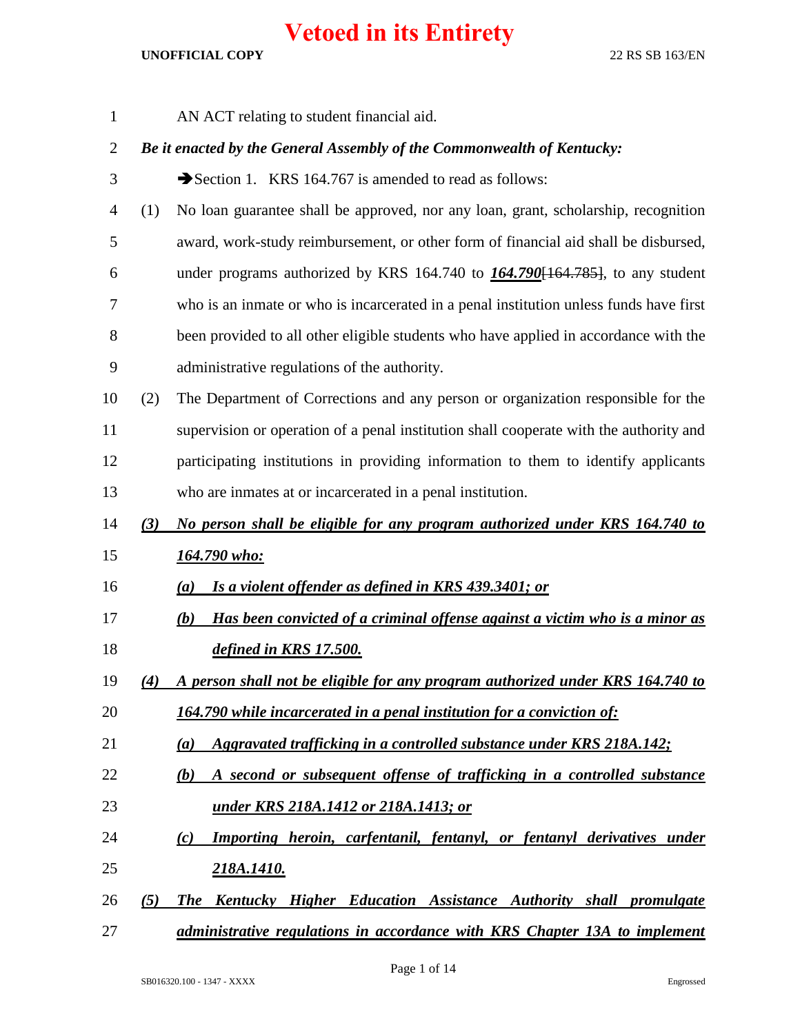# Vetoed in its Entirety

UNOFFICIAL COPY 22 RS SB 163/EN

AN ACT relating to student financial aid.

***Be it enacted by the General Assembly of the Commonwealth of Kentucky:***

➔Section 1. KRS 164.767 is amended to read as follows:

(1) No loan guarantee shall be approved, nor any loan, grant, scholarship, recognition award, work-study reimbursement, or other form of financial aid shall be disbursed, under programs authorized by KRS 164.740 to ***164.790***~~[164.785]~~, to any student who is an inmate or who is incarcerated in a penal institution unless funds have first been provided to all other eligible students who have applied in accordance with the administrative regulations of the authority.

(2) The Department of Corrections and any person or organization responsible for the supervision or operation of a penal institution shall cooperate with the authority and participating institutions in providing information to them to identify applicants who are inmates at or incarcerated in a penal institution.

***(3) No person shall be eligible for any program authorized under KRS 164.740 to 164.790 who:***

***(a) Is a violent offender as defined in KRS 439.3401; or***

***(b) Has been convicted of a criminal offense against a victim who is a minor as defined in KRS 17.500.***

***(4) A person shall not be eligible for any program authorized under KRS 164.740 to 164.790 while incarcerated in a penal institution for a conviction of:***

***(a) Aggravated trafficking in a controlled substance under KRS 218A.142;***

***(b) A second or subsequent offense of trafficking in a controlled substance under KRS 218A.1412 or 218A.1413; or***

***(c) Importing heroin, carfentanil, fentanyl, or fentanyl derivatives under 218A.1410.***

***(5) The Kentucky Higher Education Assistance Authority shall promulgate administrative regulations in accordance with KRS Chapter 13A to implement***

SB016320.100 - 1347 - XXXX Engrossed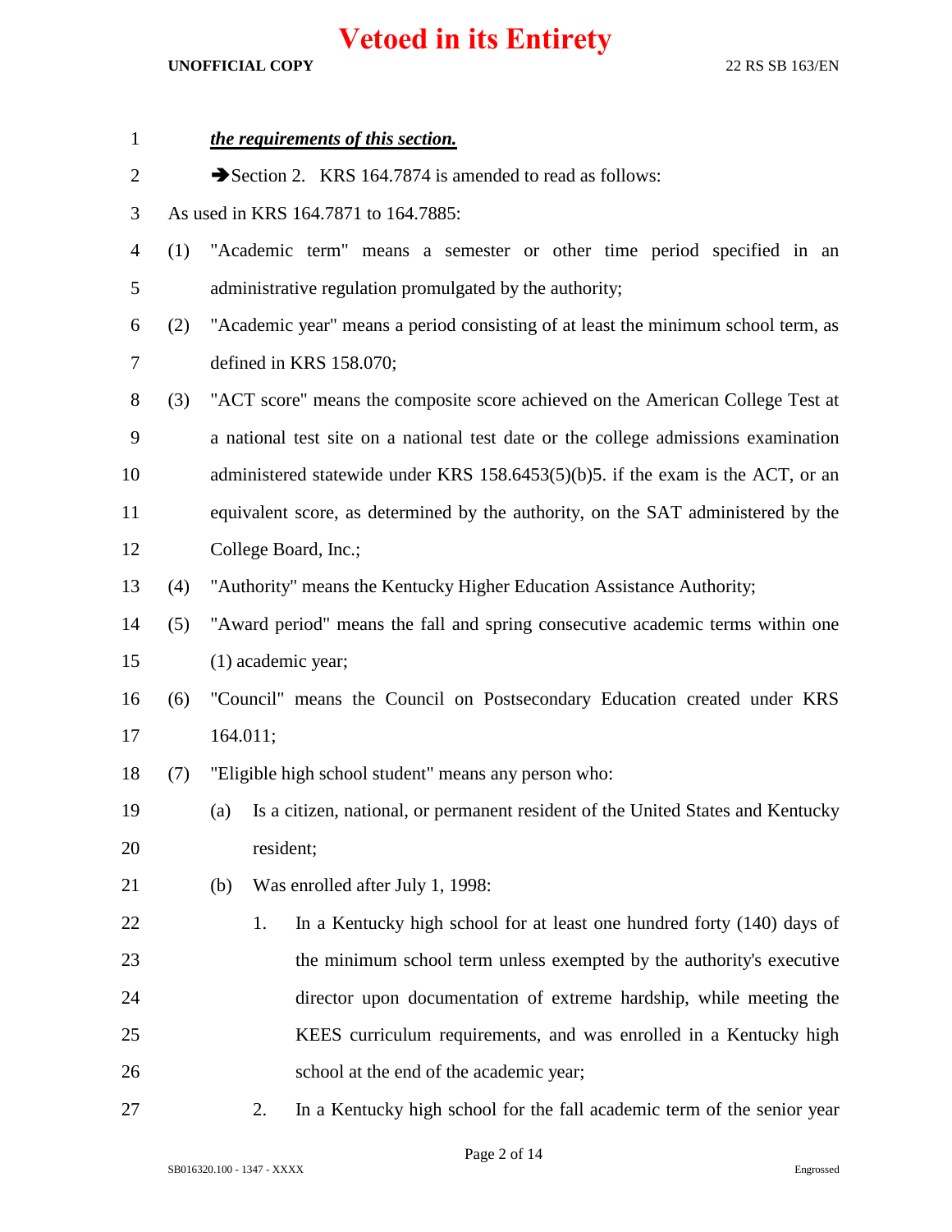***the requirements of this section.***

➔Section 2. KRS 164.7874 is amended to read as follows:

As used in KRS 164.7871 to 164.7885:

(1) "Academic term" means a semester or other time period specified in an administrative regulation promulgated by the authority;

(2) "Academic year" means a period consisting of at least the minimum school term, as defined in KRS 158.070;

(3) "ACT score" means the composite score achieved on the American College Test at a national test site on a national test date or the college admissions examination administered statewide under KRS 158.6453(5)(b)5. if the exam is the ACT, or an equivalent score, as determined by the authority, on the SAT administered by the College Board, Inc.;

(4) "Authority" means the Kentucky Higher Education Assistance Authority;

(5) "Award period" means the fall and spring consecutive academic terms within one (1) academic year;

(6) "Council" means the Council on Postsecondary Education created under KRS 164.011;

(7) "Eligible high school student" means any person who:

(a) Is a citizen, national, or permanent resident of the United States and Kentucky resident;

(b) Was enrolled after July 1, 1998:

1. In a Kentucky high school for at least one hundred forty (140) days of the minimum school term unless exempted by the authority's executive director upon documentation of extreme hardship, while meeting the KEES curriculum requirements, and was enrolled in a Kentucky high school at the end of the academic year;

2. In a Kentucky high school for the fall academic term of the senior year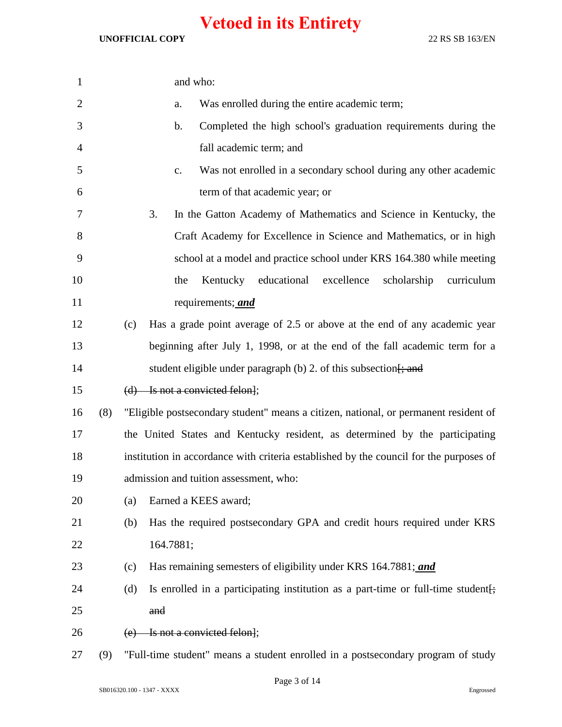# Vetoed in its Entirety

UNOFFICIAL COPY 22 RS SB 163/EN

and who:

a. Was enrolled during the entire academic term;

b. Completed the high school's graduation requirements during the fall academic term; and

c. Was not enrolled in a secondary school during any other academic term of that academic year; or

3. In the Gatton Academy of Mathematics and Science in Kentucky, the Craft Academy for Excellence in Science and Mathematics, or in high school at a model and practice school under KRS 164.380 while meeting the Kentucky educational excellence scholarship curriculum requirements; ***and***

(c) Has a grade point average of 2.5 or above at the end of any academic year beginning after July 1, 1998, or at the end of the fall academic term for a student eligible under paragraph (b) 2. of this subsection[~~; and~~

~~(d) Is not a convicted felon~~];

(8) "Eligible postsecondary student" means a citizen, national, or permanent resident of the United States and Kentucky resident, as determined by the participating institution in accordance with criteria established by the council for the purposes of admission and tuition assessment, who:

(a) Earned a KEES award;

(b) Has the required postsecondary GPA and credit hours required under KRS 164.7881;

(c) Has remaining semesters of eligibility under KRS 164.7881; ***and***

(d) Is enrolled in a participating institution as a part-time or full-time student[~~; and~~

~~(e) Is not a convicted felon~~];

(9) "Full-time student" means a student enrolled in a postsecondary program of study

SB016320.100 - 1347 - XXXX Engrossed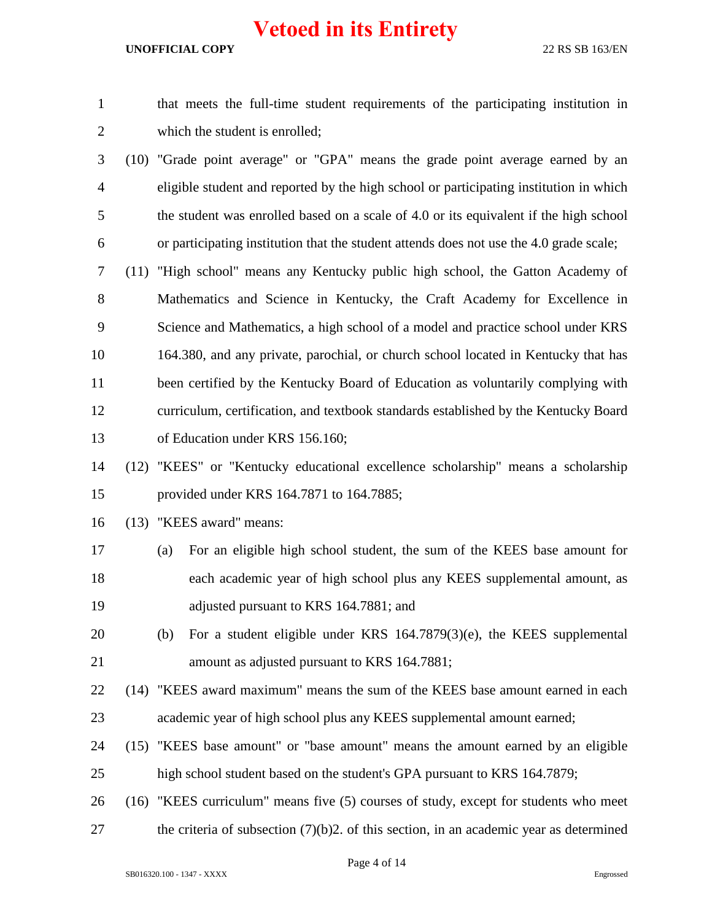that meets the full-time student requirements of the participating institution in which the student is enrolled;

(10) "Grade point average" or "GPA" means the grade point average earned by an eligible student and reported by the high school or participating institution in which the student was enrolled based on a scale of 4.0 or its equivalent if the high school or participating institution that the student attends does not use the 4.0 grade scale;

(11) "High school" means any Kentucky public high school, the Gatton Academy of Mathematics and Science in Kentucky, the Craft Academy for Excellence in Science and Mathematics, a high school of a model and practice school under KRS 164.380, and any private, parochial, or church school located in Kentucky that has been certified by the Kentucky Board of Education as voluntarily complying with curriculum, certification, and textbook standards established by the Kentucky Board of Education under KRS 156.160;

(12) "KEES" or "Kentucky educational excellence scholarship" means a scholarship provided under KRS 164.7871 to 164.7885;

(13) "KEES award" means:

(a) For an eligible high school student, the sum of the KEES base amount for each academic year of high school plus any KEES supplemental amount, as adjusted pursuant to KRS 164.7881; and

(b) For a student eligible under KRS 164.7879(3)(e), the KEES supplemental amount as adjusted pursuant to KRS 164.7881;

(14) "KEES award maximum" means the sum of the KEES base amount earned in each academic year of high school plus any KEES supplemental amount earned;

(15) "KEES base amount" or "base amount" means the amount earned by an eligible high school student based on the student's GPA pursuant to KRS 164.7879;

(16) "KEES curriculum" means five (5) courses of study, except for students who meet the criteria of subsection (7)(b)2. of this section, in an academic year as determined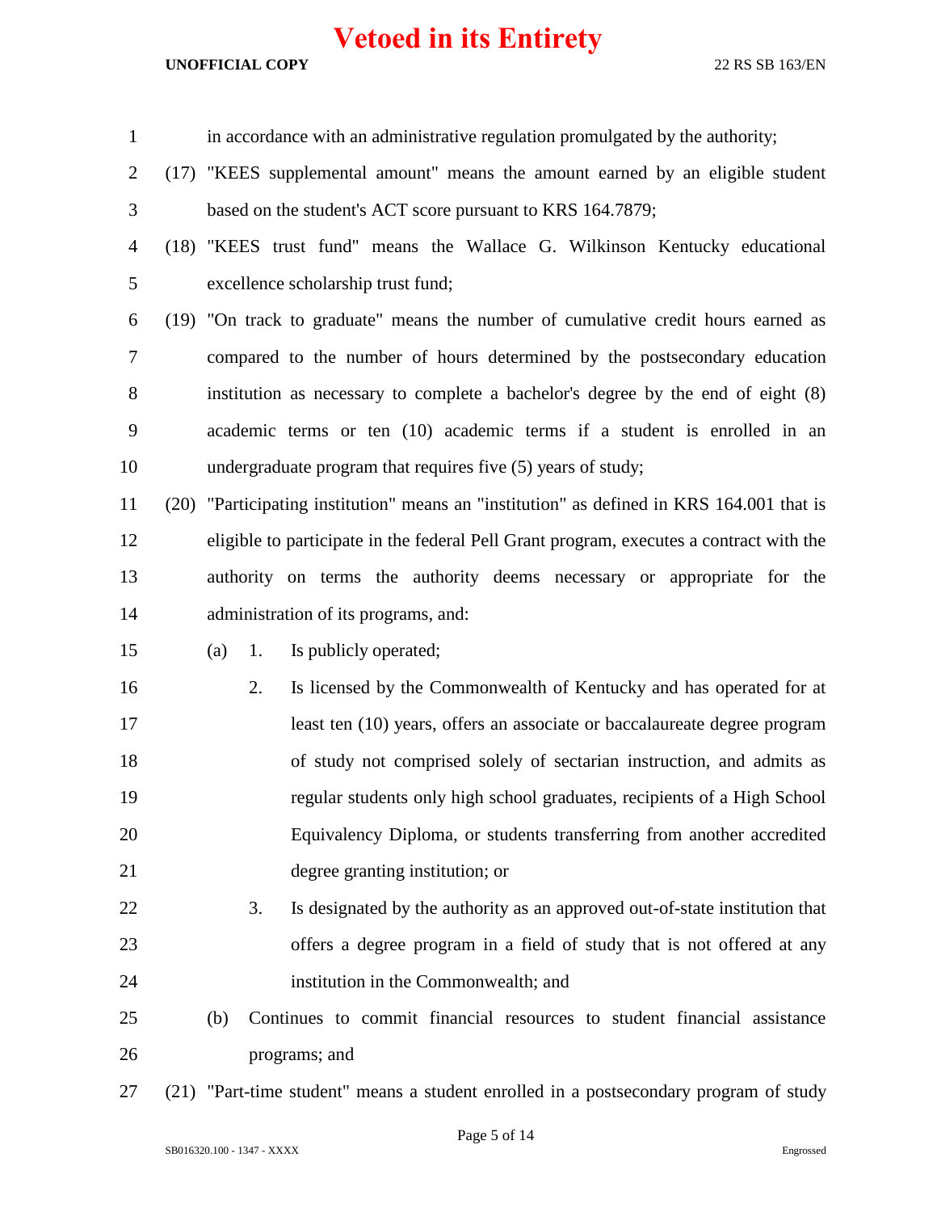in accordance with an administrative regulation promulgated by the authority;

(17) "KEES supplemental amount" means the amount earned by an eligible student based on the student's ACT score pursuant to KRS 164.7879;

(18) "KEES trust fund" means the Wallace G. Wilkinson Kentucky educational excellence scholarship trust fund;

(19) "On track to graduate" means the number of cumulative credit hours earned as compared to the number of hours determined by the postsecondary education institution as necessary to complete a bachelor's degree by the end of eight (8) academic terms or ten (10) academic terms if a student is enrolled in an undergraduate program that requires five (5) years of study;

(20) "Participating institution" means an "institution" as defined in KRS 164.001 that is eligible to participate in the federal Pell Grant program, executes a contract with the authority on terms the authority deems necessary or appropriate for the administration of its programs, and:

(a) 1. Is publicly operated;

2. Is licensed by the Commonwealth of Kentucky and has operated for at least ten (10) years, offers an associate or baccalaureate degree program of study not comprised solely of sectarian instruction, and admits as regular students only high school graduates, recipients of a High School Equivalency Diploma, or students transferring from another accredited degree granting institution; or

3. Is designated by the authority as an approved out-of-state institution that offers a degree program in a field of study that is not offered at any institution in the Commonwealth; and

(b) Continues to commit financial resources to student financial assistance programs; and

(21) "Part-time student" means a student enrolled in a postsecondary program of study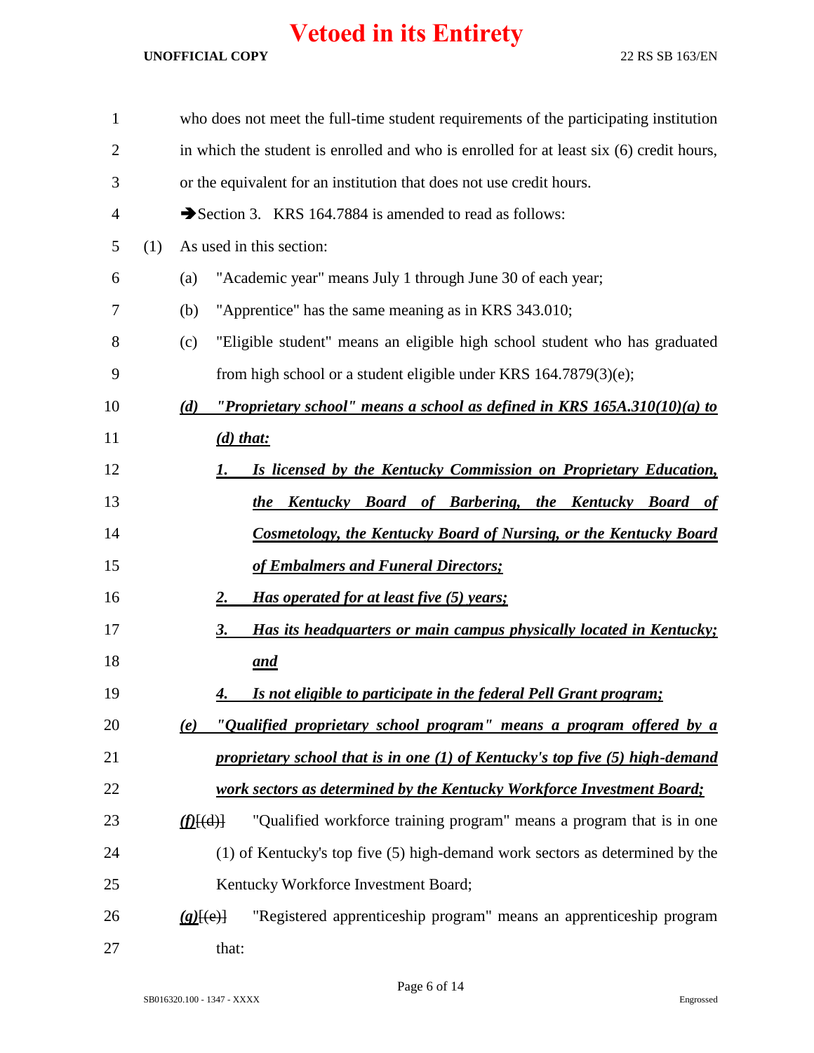# Vetoed in its Entirety

UNOFFICIAL COPY 22 RS SB 163/EN

who does not meet the full-time student requirements of the participating institution in which the student is enrolled and who is enrolled for at least six (6) credit hours, or the equivalent for an institution that does not use credit hours.

➔Section 3. KRS 164.7884 is amended to read as follows:

(1) As used in this section:

(a) "Academic year" means July 1 through June 30 of each year;

(b) "Apprentice" has the same meaning as in KRS 343.010;

(c) "Eligible student" means an eligible high school student who has graduated from high school or a student eligible under KRS 164.7879(3)(e);

***(d) "Proprietary school" means a school as defined in KRS 165A.310(10)(a) to (d) that:***

***1. Is licensed by the Kentucky Commission on Proprietary Education, the Kentucky Board of Barbering, the Kentucky Board of Cosmetology, the Kentucky Board of Nursing, or the Kentucky Board of Embalmers and Funeral Directors;***

***2. Has operated for at least five (5) years;***

***3. Has its headquarters or main campus physically located in Kentucky; and***

***4. Is not eligible to participate in the federal Pell Grant program;***

***(e) "Qualified proprietary school program" means a program offered by a proprietary school that is in one (1) of Kentucky's top five (5) high-demand work sectors as determined by the Kentucky Workforce Investment Board;***

***(f)***~~[(d)]~~ "Qualified workforce training program" means a program that is in one (1) of Kentucky's top five (5) high-demand work sectors as determined by the Kentucky Workforce Investment Board;

***(g)***~~[(e)]~~ "Registered apprenticeship program" means an apprenticeship program that:

SB016320.100 - 1347 - XXXX Engrossed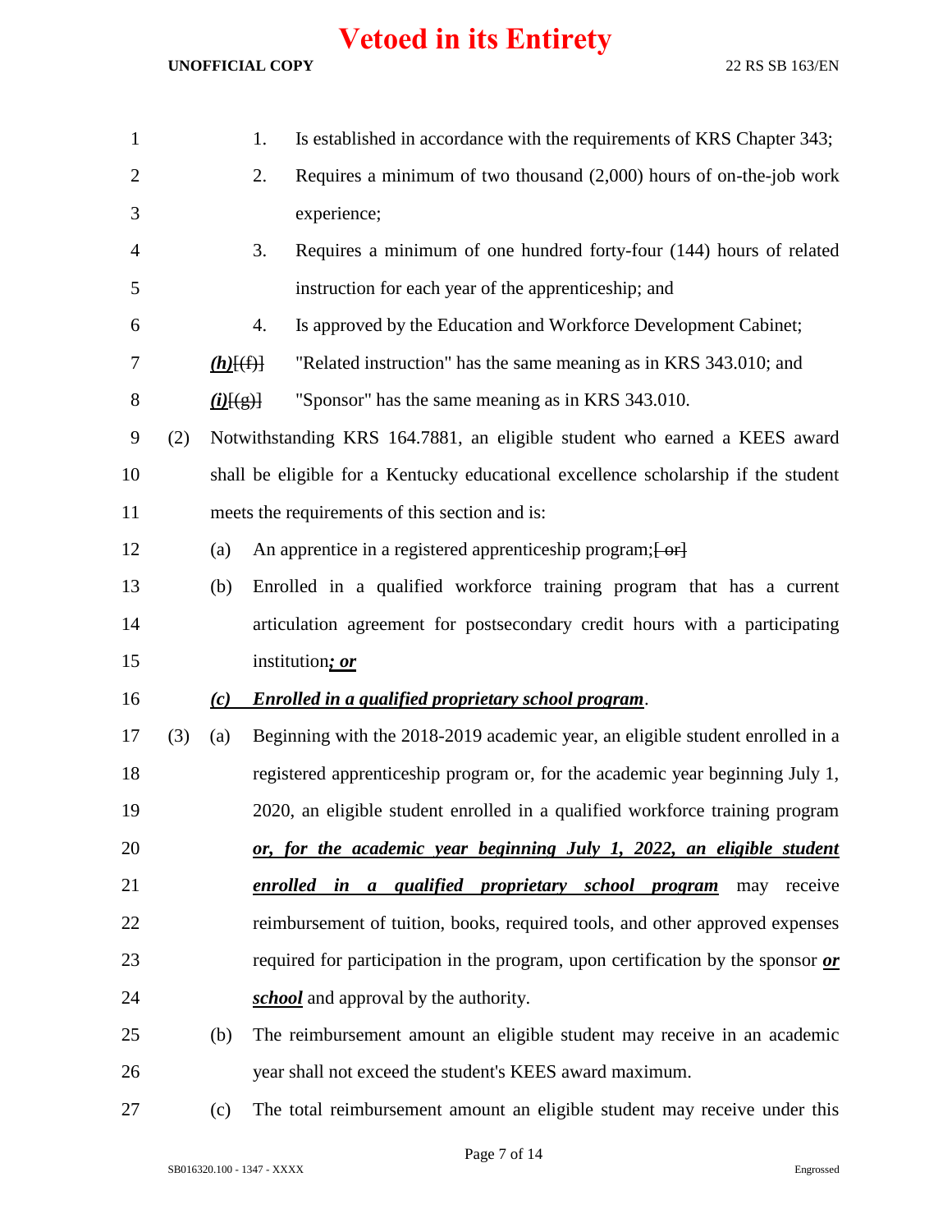1. Is established in accordance with the requirements of KRS Chapter 343;
2. Requires a minimum of two thousand (2,000) hours of on-the-job work experience;
3. Requires a minimum of one hundred forty-four (144) hours of related instruction for each year of the apprenticeship; and
4. Is approved by the Education and Workforce Development Cabinet;

***(h)***[(f)] "Related instruction" has the same meaning as in KRS 343.010; and

***(i)***[(g)] "Sponsor" has the same meaning as in KRS 343.010.

(2) Notwithstanding KRS 164.7881, an eligible student who earned a KEES award shall be eligible for a Kentucky educational excellence scholarship if the student meets the requirements of this section and is:

(a) An apprentice in a registered apprenticeship program;[ or]

(b) Enrolled in a qualified workforce training program that has a current articulation agreement for postsecondary credit hours with a participating institution***; or***

***(c) Enrolled in a qualified proprietary school program***.

(3) (a) Beginning with the 2018-2019 academic year, an eligible student enrolled in a registered apprenticeship program or, for the academic year beginning July 1, 2020, an eligible student enrolled in a qualified workforce training program ***or, for the academic year beginning July 1, 2022, an eligible student enrolled in a qualified proprietary school program*** may receive reimbursement of tuition, books, required tools, and other approved expenses required for participation in the program, upon certification by the sponsor ***or school*** and approval by the authority.

(b) The reimbursement amount an eligible student may receive in an academic year shall not exceed the student's KEES award maximum.

(c) The total reimbursement amount an eligible student may receive under this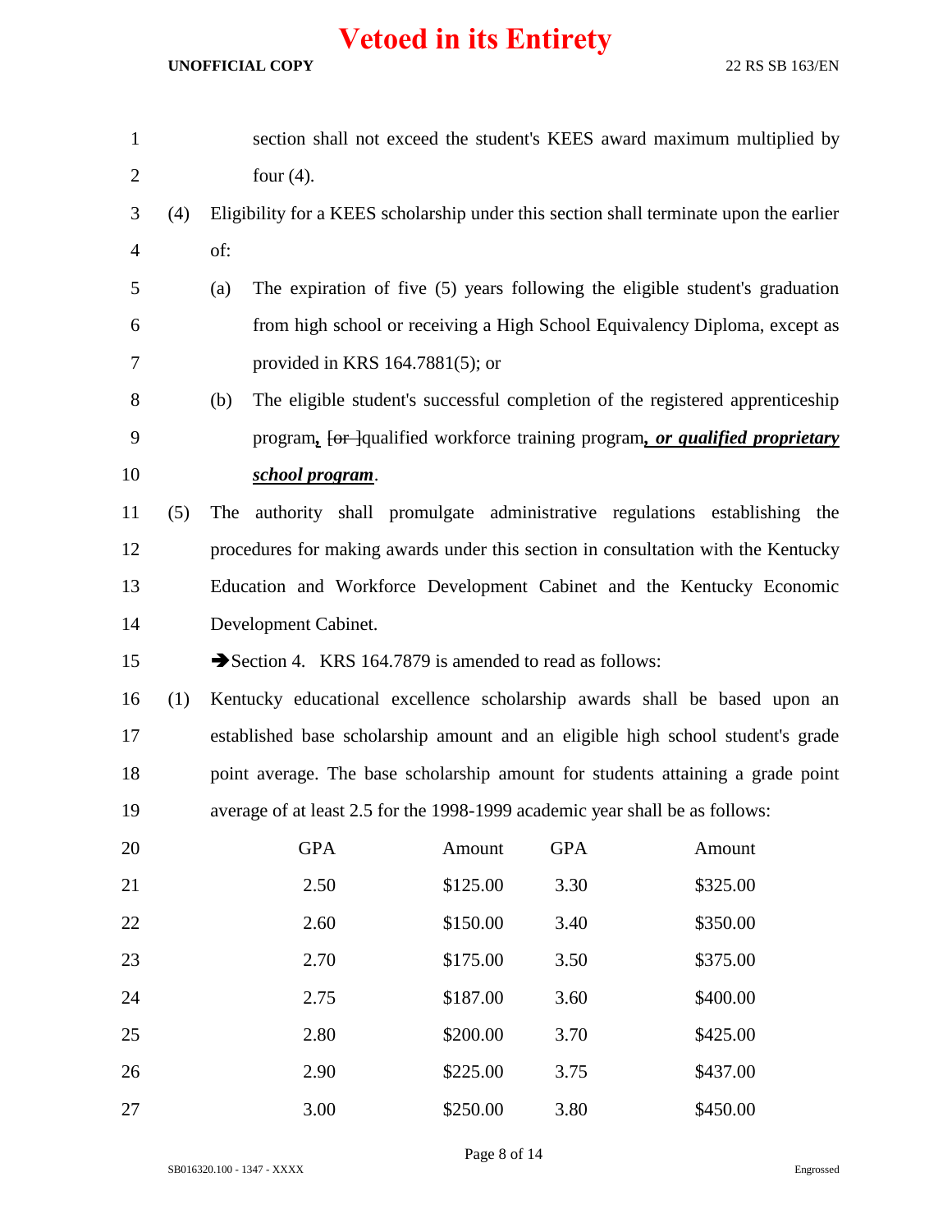section shall not exceed the student's KEES award maximum multiplied by four (4).

(4) Eligibility for a KEES scholarship under this section shall terminate upon the earlier of:

(a) The expiration of five (5) years following the eligible student's graduation from high school or receiving a High School Equivalency Diploma, except as provided in KRS 164.7881(5); or

(b) The eligible student's successful completion of the registered apprenticeship program*,* [or ]qualified workforce training program***, or qualified proprietary school program***.

(5) The authority shall promulgate administrative regulations establishing the procedures for making awards under this section in consultation with the Kentucky Education and Workforce Development Cabinet and the Kentucky Economic Development Cabinet.

➔Section 4. KRS 164.7879 is amended to read as follows:

(1) Kentucky educational excellence scholarship awards shall be based upon an established base scholarship amount and an eligible high school student's grade point average. The base scholarship amount for students attaining a grade point average of at least 2.5 for the 1998-1999 academic year shall be as follows:

| GPA | Amount | GPA | Amount |
|---|---|---|---|
| 2.50 | $125.00 | 3.30 | $325.00 |
| 2.60 | $150.00 | 3.40 | $350.00 |
| 2.70 | $175.00 | 3.50 | $375.00 |
| 2.75 | $187.00 | 3.60 | $400.00 |
| 2.80 | $200.00 | 3.70 | $425.00 |
| 2.90 | $225.00 | 3.75 | $437.00 |
| 3.00 | $250.00 | 3.80 | $450.00 |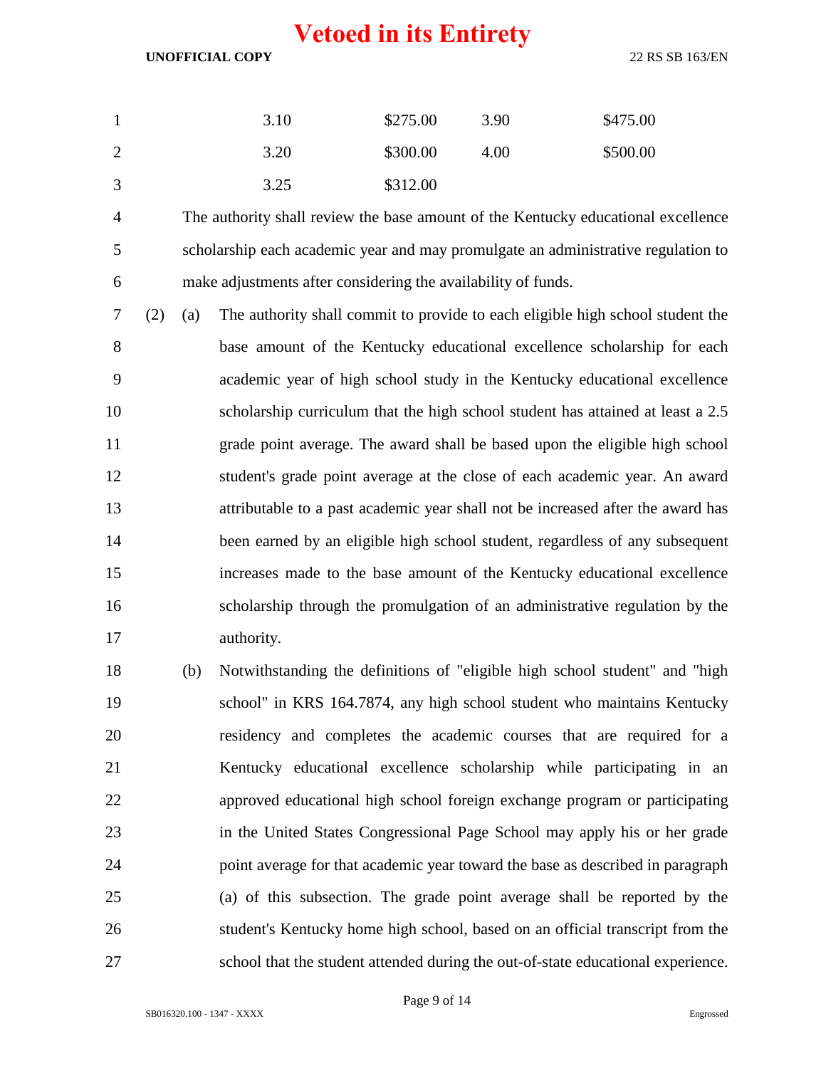| 3.10 | $275.00 | 3.90 | $475.00 |
|---|---|---|---|
| 3.20 | $300.00 | 4.00 | $500.00 |
| 3.25 | $312.00 | | |

The authority shall review the base amount of the Kentucky educational excellence scholarship each academic year and may promulgate an administrative regulation to make adjustments after considering the availability of funds.

(2) (a) The authority shall commit to provide to each eligible high school student the base amount of the Kentucky educational excellence scholarship for each academic year of high school study in the Kentucky educational excellence scholarship curriculum that the high school student has attained at least a 2.5 grade point average. The award shall be based upon the eligible high school student's grade point average at the close of each academic year. An award attributable to a past academic year shall not be increased after the award has been earned by an eligible high school student, regardless of any subsequent increases made to the base amount of the Kentucky educational excellence scholarship through the promulgation of an administrative regulation by the authority.

(b) Notwithstanding the definitions of "eligible high school student" and "high school" in KRS 164.7874, any high school student who maintains Kentucky residency and completes the academic courses that are required for a Kentucky educational excellence scholarship while participating in an approved educational high school foreign exchange program or participating in the United States Congressional Page School may apply his or her grade point average for that academic year toward the base as described in paragraph (a) of this subsection. The grade point average shall be reported by the student's Kentucky home high school, based on an official transcript from the school that the student attended during the out-of-state educational experience.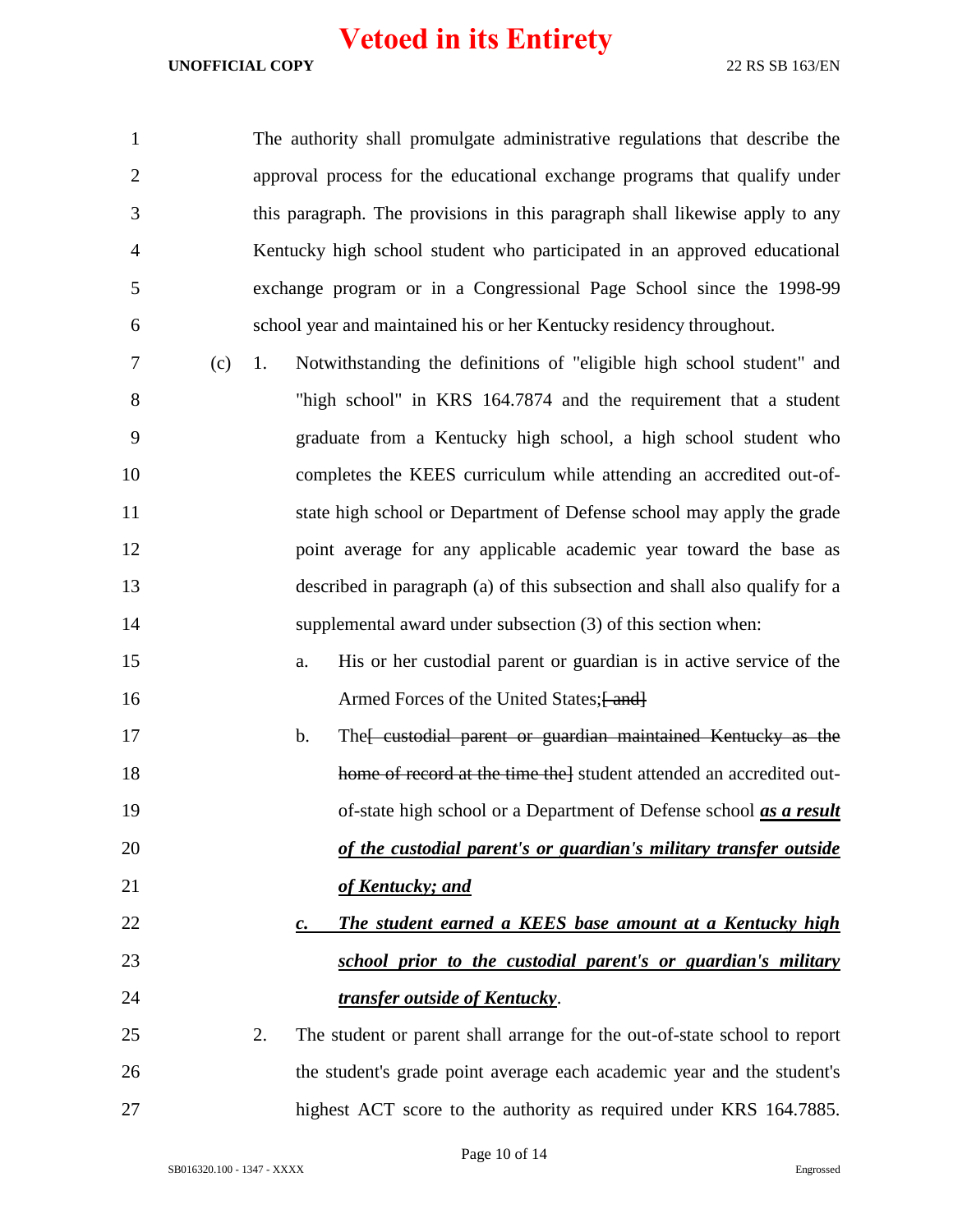The authority shall promulgate administrative regulations that describe the approval process for the educational exchange programs that qualify under this paragraph. The provisions in this paragraph shall likewise apply to any Kentucky high school student who participated in an approved educational exchange program or in a Congressional Page School since the 1998-99 school year and maintained his or her Kentucky residency throughout.

(c) 1. Notwithstanding the definitions of "eligible high school student" and "high school" in KRS 164.7874 and the requirement that a student graduate from a Kentucky high school, a high school student who completes the KEES curriculum while attending an accredited out-of-state high school or Department of Defense school may apply the grade point average for any applicable academic year toward the base as described in paragraph (a) of this subsection and shall also qualify for a supplemental award under subsection (3) of this section when:

a. His or her custodial parent or guardian is in active service of the Armed Forces of the United States;~~[ and]~~

b. The~~[ custodial parent or guardian maintained Kentucky as the home of record at the time the]~~ student attended an accredited out-of-state high school or a Department of Defense school ***as a result of the custodial parent's or guardian's military transfer outside of Kentucky; and***

***c. The student earned a KEES base amount at a Kentucky high school prior to the custodial parent's or guardian's military transfer outside of Kentucky***.

2. The student or parent shall arrange for the out-of-state school to report the student's grade point average each academic year and the student's highest ACT score to the authority as required under KRS 164.7885.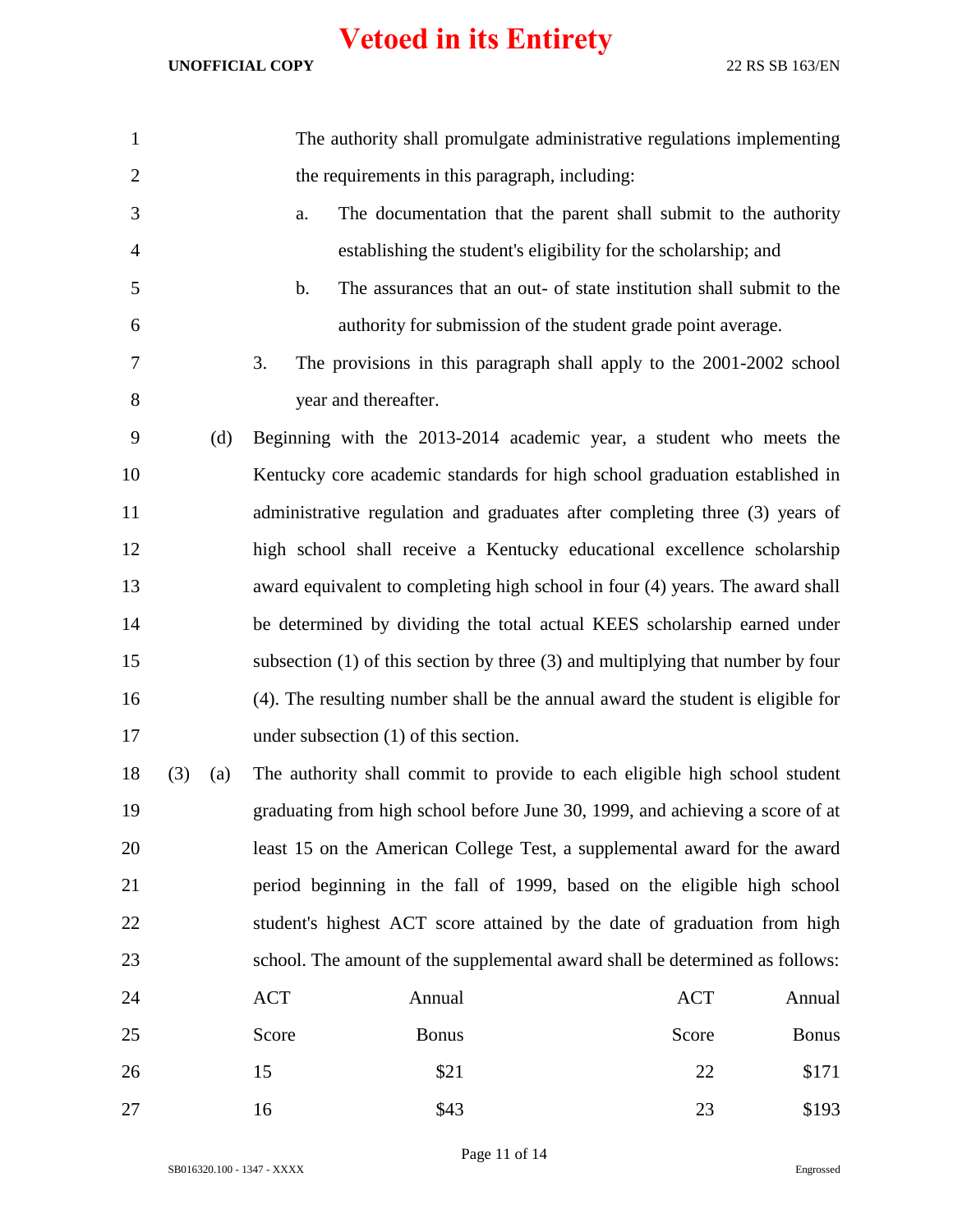The authority shall promulgate administrative regulations implementing the requirements in this paragraph, including:

a. The documentation that the parent shall submit to the authority establishing the student's eligibility for the scholarship; and

b. The assurances that an out- of state institution shall submit to the authority for submission of the student grade point average.

3. The provisions in this paragraph shall apply to the 2001-2002 school year and thereafter.

(d) Beginning with the 2013-2014 academic year, a student who meets the Kentucky core academic standards for high school graduation established in administrative regulation and graduates after completing three (3) years of high school shall receive a Kentucky educational excellence scholarship award equivalent to completing high school in four (4) years. The award shall be determined by dividing the total actual KEES scholarship earned under subsection (1) of this section by three (3) and multiplying that number by four (4). The resulting number shall be the annual award the student is eligible for under subsection (1) of this section.

(3) (a) The authority shall commit to provide to each eligible high school student graduating from high school before June 30, 1999, and achieving a score of at least 15 on the American College Test, a supplemental award for the award period beginning in the fall of 1999, based on the eligible high school student's highest ACT score attained by the date of graduation from high school. The amount of the supplemental award shall be determined as follows:

| ACT Score | Annual Bonus | ACT Score | Annual Bonus |
|---|---|---|---|
| 15 | $21 | 22 | $171 |
| 16 | $43 | 23 | $193 |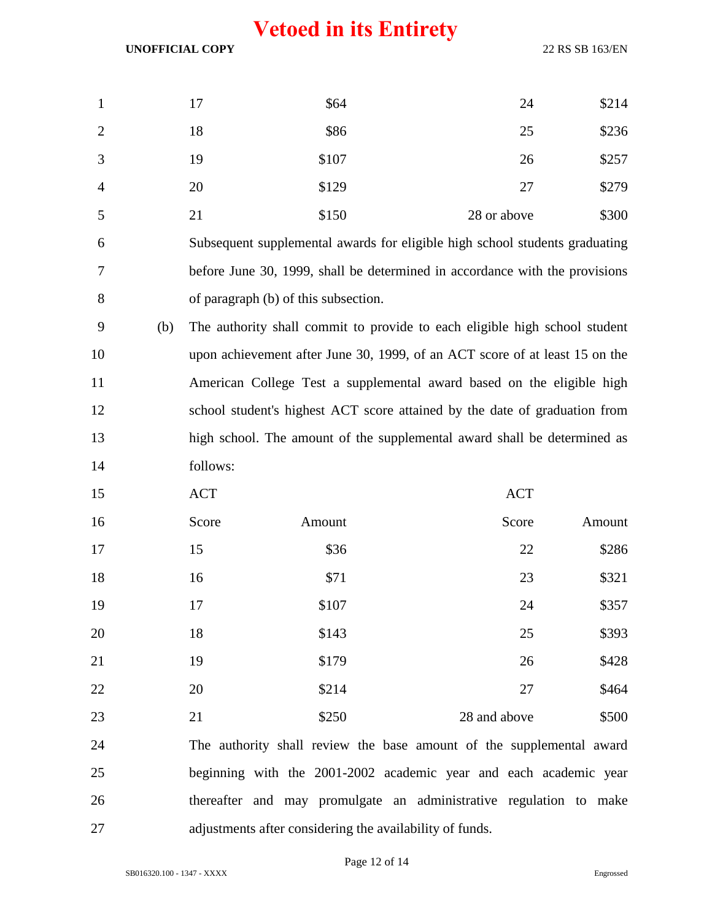**Vetoed in its Entirety**

| | | | |
|---|---|---|---|
| 17 | $64 | 24 | $214 |
| 18 | $86 | 25 | $236 |
| 19 | $107 | 26 | $257 |
| 20 | $129 | 27 | $279 |
| 21 | $150 | 28 or above | $300 |

Subsequent supplemental awards for eligible high school students graduating before June 30, 1999, shall be determined in accordance with the provisions of paragraph (b) of this subsection.

(b) The authority shall commit to provide to each eligible high school student upon achievement after June 30, 1999, of an ACT score of at least 15 on the American College Test a supplemental award based on the eligible high school student's highest ACT score attained by the date of graduation from high school. The amount of the supplemental award shall be determined as follows:

| ACT Score | Amount | ACT Score | Amount |
|---|---|---|---|
| 15 | $36 | 22 | $286 |
| 16 | $71 | 23 | $321 |
| 17 | $107 | 24 | $357 |
| 18 | $143 | 25 | $393 |
| 19 | $179 | 26 | $428 |
| 20 | $214 | 27 | $464 |
| 21 | $250 | 28 and above | $500 |

The authority shall review the base amount of the supplemental award beginning with the 2001-2002 academic year and each academic year thereafter and may promulgate an administrative regulation to make adjustments after considering the availability of funds.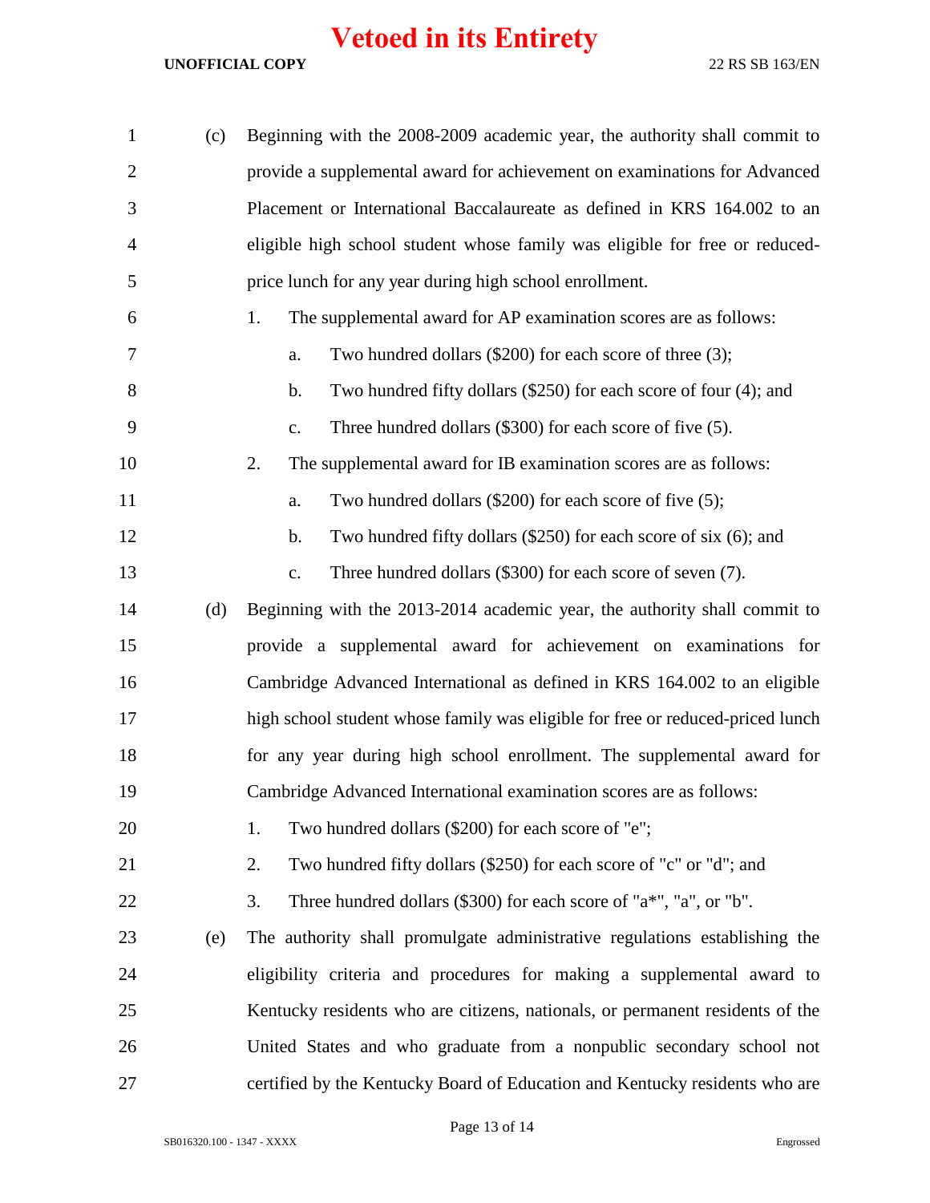# Vetoed in its Entirety

(c) Beginning with the 2008-2009 academic year, the authority shall commit to provide a supplemental award for achievement on examinations for Advanced Placement or International Baccalaureate as defined in KRS 164.002 to an eligible high school student whose family was eligible for free or reduced-price lunch for any year during high school enrollment.

1. The supplemental award for AP examination scores are as follows:
   a. Two hundred dollars ($200) for each score of three (3);
   b. Two hundred fifty dollars ($250) for each score of four (4); and
   c. Three hundred dollars ($300) for each score of five (5).
2. The supplemental award for IB examination scores are as follows:
   a. Two hundred dollars ($200) for each score of five (5);
   b. Two hundred fifty dollars ($250) for each score of six (6); and
   c. Three hundred dollars ($300) for each score of seven (7).

(d) Beginning with the 2013-2014 academic year, the authority shall commit to provide a supplemental award for achievement on examinations for Cambridge Advanced International as defined in KRS 164.002 to an eligible high school student whose family was eligible for free or reduced-priced lunch for any year during high school enrollment. The supplemental award for Cambridge Advanced International examination scores are as follows:

1. Two hundred dollars ($200) for each score of "e";
2. Two hundred fifty dollars ($250) for each score of "c" or "d"; and
3. Three hundred dollars ($300) for each score of "a*", "a", or "b".

(e) The authority shall promulgate administrative regulations establishing the eligibility criteria and procedures for making a supplemental award to Kentucky residents who are citizens, nationals, or permanent residents of the United States and who graduate from a nonpublic secondary school not certified by the Kentucky Board of Education and Kentucky residents who are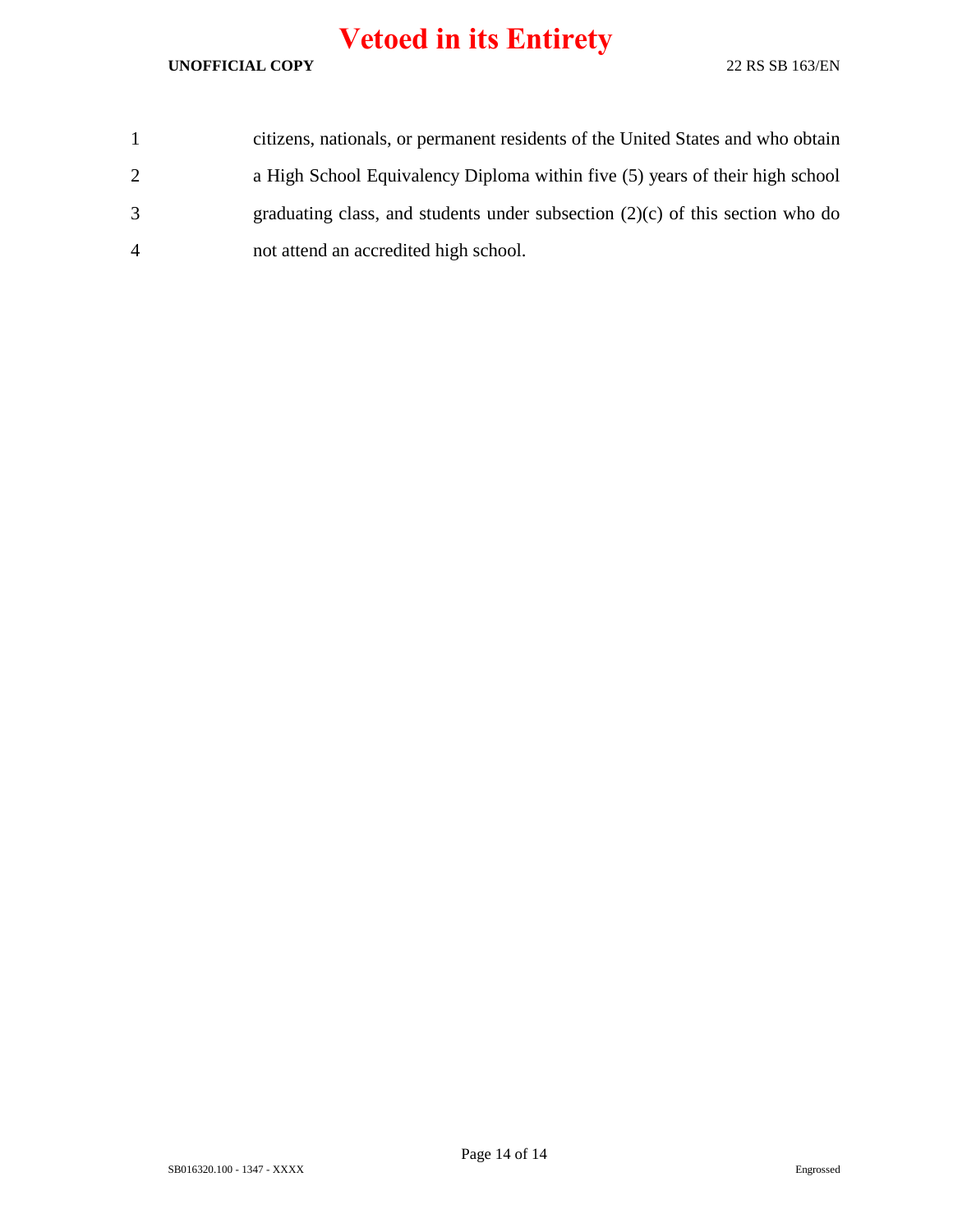citizens, nationals, or permanent residents of the United States and who obtain a High School Equivalency Diploma within five (5) years of their high school graduating class, and students under subsection (2)(c) of this section who do not attend an accredited high school.